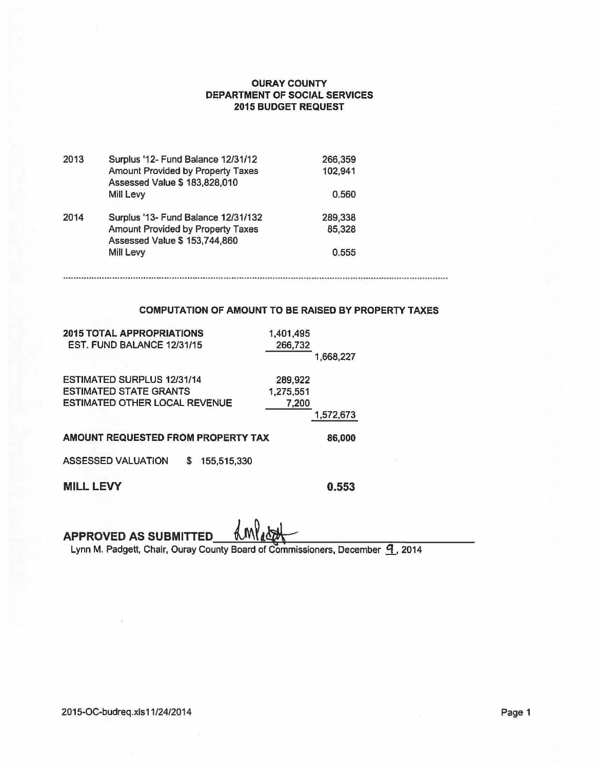# OURAY COUNTY
## DEPARTMENT OF SOCIAL SERVICES
## 2015 BUDGET REQUEST

| | | |
|---|---|---|
| 2013 | Surplus '12- Fund Balance 12/31/12 | 266,359 |
| | Amount Provided by Property Taxes | 102,941 |
| | Assessed Value $ 183,828,010 | |
| | Mill Levy | 0.560 |
| 2014 | Surplus '13- Fund Balance 12/31/132 | 289,338 |
| | Amount Provided by Property Taxes | 85,328 |
| | Assessed Value $ 153,744,860 | |
| | Mill Levy | 0.555 |

---

### COMPUTATION OF AMOUNT TO BE RAISED BY PROPERTY TAXES

| | | |
|---|---|---|
| **2015 TOTAL APPROPRIATIONS** | 1,401,495 | |
| EST. FUND BALANCE 12/31/15 | 266,732 | |
| | | 1,668,227 |
| ESTIMATED SURPLUS 12/31/14 | 289,922 | |
| ESTIMATED STATE GRANTS | 1,275,551 | |
| ESTIMATED OTHER LOCAL REVENUE | 7,200 | |
| | | 1,572,673 |
| **AMOUNT REQUESTED FROM PROPERTY TAX** | | **86,000** |
| ASSESSED VALUATION $ 155,515,330 | | |
| **MILL LEVY** | | **0.553** |

**APPROVED AS SUBMITTED** LMPadgett

Lynn M. Padgett, Chair, Ouray County Board of Commissioners, December 9, 2014

2015-OC-budreq.xls11/24/2014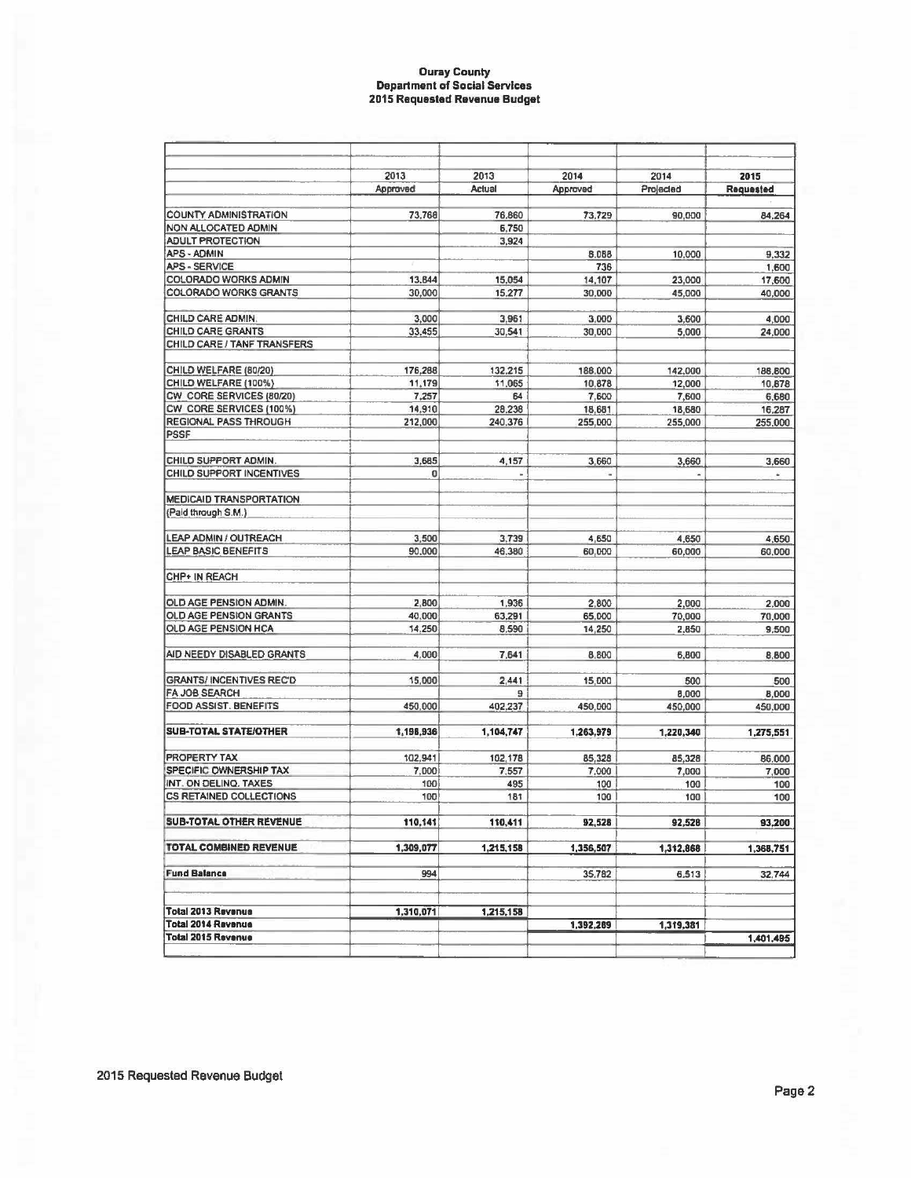# Ouray County
## Department of Social Services
## 2015 Requested Revenue Budget

| | 2013 Approved | 2013 Actual | 2014 Approved | 2014 Projected | 2015 Requested |
|---|---|---|---|---|---|
| COUNTY ADMINISTRATION | 73,768 | 76,860 | 73,729 | 90,000 | 84,264 |
| NON ALLOCATED ADMIN | | 6,750 | | | |
| ADULT PROTECTION | | 3,924 | | | |
| APS - ADMIN | | | 8,088 | 10,000 | 9,332 |
| APS - SERVICE | | | 736 | | 1,600 |
| COLORADO WORKS ADMIN | 13,844 | 15,054 | 14,107 | 23,000 | 17,600 |
| COLORADO WORKS GRANTS | 30,000 | 15,277 | 30,000 | 45,000 | 40,000 |
| | | | | | |
| CHILD CARE ADMIN. | 3,000 | 3,961 | 3,000 | 3,600 | 4,000 |
| CHILD CARE GRANTS | 33,455 | 30,541 | 30,000 | 5,000 | 24,000 |
| CHILD CARE / TANF TRANSFERS | | | | | |
| | | | | | |
| CHILD WELFARE (80/20) | 176,288 | 132,215 | 188,000 | 142,000 | 188,800 |
| CHILD WELFARE (100%) | 11,179 | 11,065 | 10,878 | 12,000 | 10,878 |
| CW CORE SERVICES (80/20) | 7,257 | 64 | 7,600 | 7,600 | 6,680 |
| CW CORE SERVICES (100%) | 14,910 | 28,238 | 18,681 | 18,680 | 16,287 |
| REGIONAL PASS THROUGH | 212,000 | 240,376 | 255,000 | 255,000 | 255,000 |
| PSSF | | | | | |
| | | | | | |
| CHILD SUPPORT ADMIN. | 3,685 | 4,157 | 3,660 | 3,660 | 3,660 |
| CHILD SUPPORT INCENTIVES | 0 | - | - | - | - |
| | | | | | |
| MEDICAID TRANSPORTATION | | | | | |
| (Paid through S.M.) | | | | | |
| | | | | | |
| LEAP ADMIN / OUTREACH | 3,500 | 3,739 | 4,650 | 4,650 | 4,650 |
| LEAP BASIC BENEFITS | 90,000 | 46,380 | 60,000 | 60,000 | 60,000 |
| | | | | | |
| CHP+ IN REACH | | | | | |
| | | | | | |
| OLD AGE PENSION ADMIN. | 2,800 | 1,936 | 2,800 | 2,000 | 2,000 |
| OLD AGE PENSION GRANTS | 40,000 | 63,291 | 65,000 | 70,000 | 70,000 |
| OLD AGE PENSION HCA | 14,250 | 8,590 | 14,250 | 2,850 | 9,500 |
| | | | | | |
| AID NEEDY DISABLED GRANTS | 4,000 | 7,641 | 8,800 | 6,800 | 8,800 |
| | | | | | |
| GRANTS/ INCENTIVES REC'D | 15,000 | 2,441 | 15,000 | 500 | 500 |
| FA JOB SEARCH | | 9 | | 8,000 | 8,000 |
| FOOD ASSIST. BENEFITS | 450,000 | 402,237 | 450,000 | 450,000 | 450,000 |
| | | | | | |
| **SUB-TOTAL STATE/OTHER** | **1,198,936** | **1,104,747** | **1,263,979** | **1,220,340** | **1,275,551** |
| | | | | | |
| PROPERTY TAX | 102,941 | 102,178 | 85,328 | 85,328 | 86,000 |
| SPECIFIC OWNERSHIP TAX | 7,000 | 7,557 | 7,000 | 7,000 | 7,000 |
| INT. ON DELINQ. TAXES | 100 | 495 | 100 | 100 | 100 |
| CS RETAINED COLLECTIONS | 100 | 181 | 100 | 100 | 100 |
| | | | | | |
| **SUB-TOTAL OTHER REVENUE** | **110,141** | **110,411** | **92,528** | **92,528** | **93,200** |
| | | | | | |
| **TOTAL COMBINED REVENUE** | **1,309,077** | **1,215,158** | **1,356,507** | **1,312,868** | **1,368,751** |
| | | | | | |
| **Fund Balance** | 994 | | 35,782 | 6,513 | 32,744 |
| | | | | | |
| **Total 2013 Revenue** | **1,310,071** | **1,215,158** | | | |
| **Total 2014 Revenue** | | | **1,392,289** | **1,319,381** | |
| **Total 2015 Revenue** | | | | | **1,401,495** |

2015 Requested Revenue Budget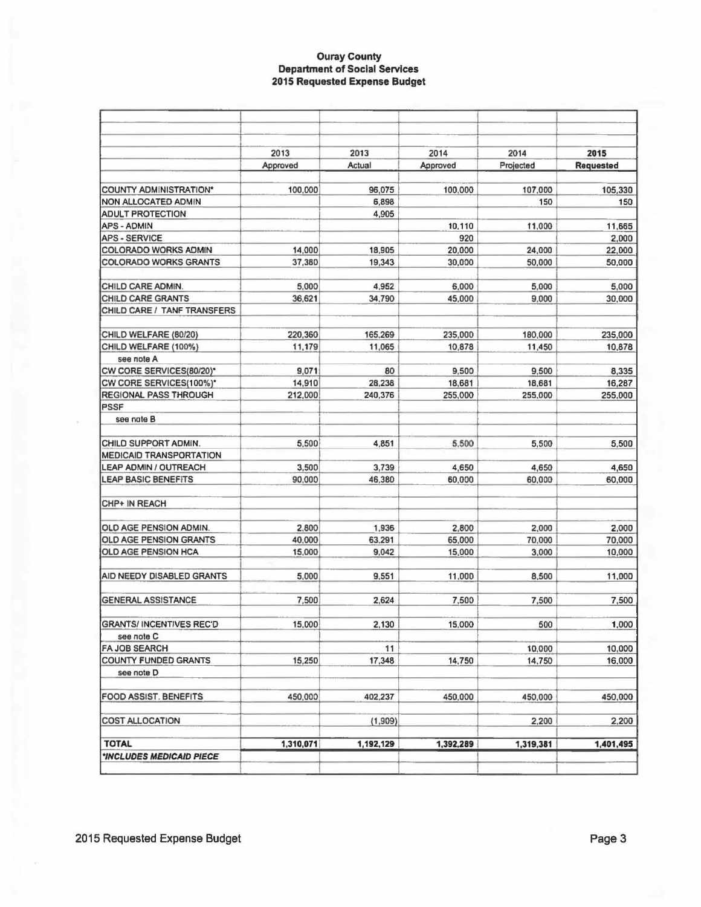# Ouray County
## Department of Social Services
## 2015 Requested Expense Budget

| | 2013 Approved | 2013 Actual | 2014 Approved | 2014 Projected | **2015 Requested** |
|---|---|---|---|---|---|
| COUNTY ADMINISTRATION* | 100,000 | 96,075 | 100,000 | 107,000 | 105,330 |
| NON ALLOCATED ADMIN | | 6,898 | | 150 | 150 |
| ADULT PROTECTION | | 4,905 | | | |
| APS - ADMIN | | | 10,110 | 11,000 | 11,665 |
| APS - SERVICE | | | 920 | | 2,000 |
| COLORADO WORKS ADMIN | 14,000 | 18,905 | 20,000 | 24,000 | 22,000 |
| COLORADO WORKS GRANTS | 37,380 | 19,343 | 30,000 | 50,000 | 50,000 |
| | | | | | |
| CHILD CARE ADMIN. | 5,000 | 4,952 | 6,000 | 5,000 | 5,000 |
| CHILD CARE GRANTS | 36,621 | 34,790 | 45,000 | 9,000 | 30,000 |
| CHILD CARE / TANF TRANSFERS | | | | | |
| | | | | | |
| CHILD WELFARE (80/20) | 220,360 | 165,269 | 235,000 | 180,000 | 235,000 |
| CHILD WELFARE (100%) | 11,179 | 11,065 | 10,878 | 11,450 | 10,878 |
| see note A | | | | | |
| CW CORE SERVICES(80/20)* | 9,071 | 80 | 9,500 | 9,500 | 8,335 |
| CW CORE SERVICES(100%)* | 14,910 | 28,238 | 18,681 | 18,681 | 16,287 |
| REGIONAL PASS THROUGH | 212,000 | 240,376 | 255,000 | 255,000 | 255,000 |
| PSSF | | | | | |
| see note B | | | | | |
| | | | | | |
| CHILD SUPPORT ADMIN. | 5,500 | 4,851 | 5,500 | 5,500 | 5,500 |
| MEDICAID TRANSPORTATION | | | | | |
| LEAP ADMIN / OUTREACH | 3,500 | 3,739 | 4,650 | 4,650 | 4,650 |
| LEAP BASIC BENEFITS | 90,000 | 46,380 | 60,000 | 60,000 | 60,000 |
| | | | | | |
| CHP+ IN REACH | | | | | |
| | | | | | |
| OLD AGE PENSION ADMIN. | 2,800 | 1,936 | 2,800 | 2,000 | 2,000 |
| OLD AGE PENSION GRANTS | 40,000 | 63,291 | 65,000 | 70,000 | 70,000 |
| OLD AGE PENSION HCA | 15,000 | 9,042 | 15,000 | 3,000 | 10,000 |
| | | | | | |
| AID NEEDY DISABLED GRANTS | 5,000 | 9,551 | 11,000 | 8,500 | 11,000 |
| | | | | | |
| GENERAL ASSISTANCE | 7,500 | 2,624 | 7,500 | 7,500 | 7,500 |
| | | | | | |
| GRANTS/ INCENTIVES REC'D | 15,000 | 2,130 | 15,000 | 500 | 1,000 |
| see note C | | | | | |
| FA JOB SEARCH | | 11 | | 10,000 | 10,000 |
| COUNTY FUNDED GRANTS | 15,250 | 17,348 | 14,750 | 14,750 | 16,000 |
| see note D | | | | | |
| | | | | | |
| FOOD ASSIST. BENEFITS | 450,000 | 402,237 | 450,000 | 450,000 | 450,000 |
| | | | | | |
| COST ALLOCATION | | (1,909) | | 2,200 | 2,200 |
| | | | | | |
| **TOTAL** | 1,310,071 | 1,192,129 | 1,392,289 | 1,319,381 | 1,401,495 |
| ***INCLUDES MEDICAID PIECE** | | | | | |